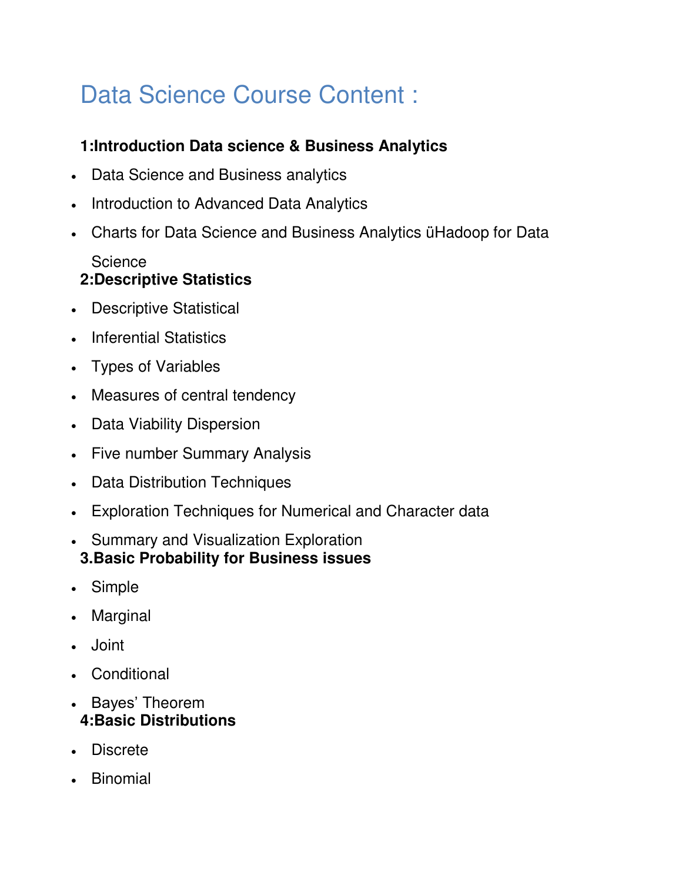# Data Science Course Content :

**1:Introduction Data science & Business Analytics**

- Data Science and Business analytics
- Introduction to Advanced Data Analytics
- Charts for Data Science and Business Analytics üHadoop for Data Science

**2:Descriptive Statistics**

- Descriptive Statistical
- Inferential Statistics
- Types of Variables
- Measures of central tendency
- Data Viability Dispersion
- Five number Summary Analysis
- Data Distribution Techniques
- Exploration Techniques for Numerical and Character data
- Summary and Visualization Exploration

**3.Basic Probability for Business issues**

- Simple
- Marginal
- Joint
- Conditional
- Bayes' Theorem

**4:Basic Distributions**

- Discrete
- Binomial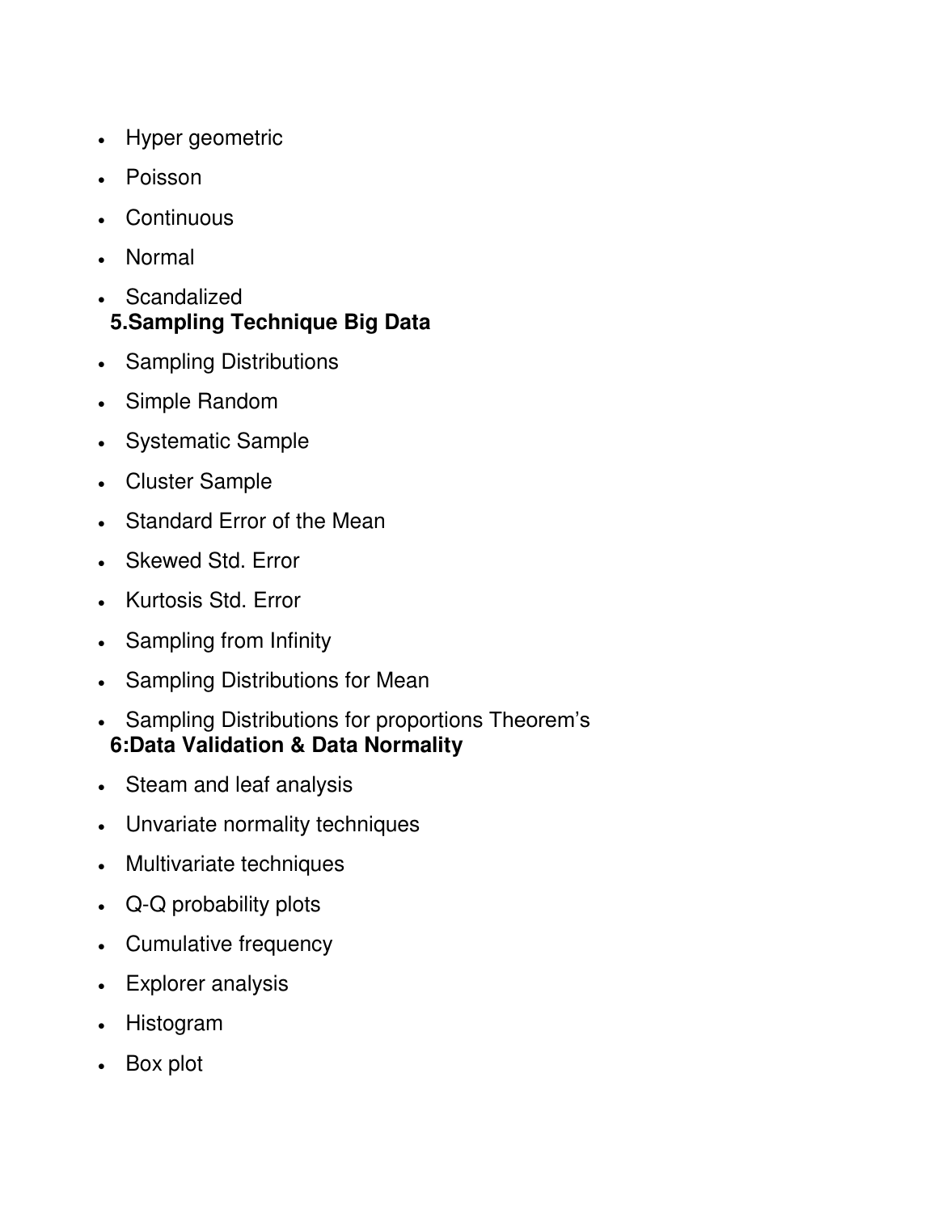- Hyper geometric
- Poisson
- Continuous
- Normal
- Scandalized

**5.Sampling Technique Big Data**

- Sampling Distributions
- Simple Random
- Systematic Sample
- Cluster Sample
- Standard Error of the Mean
- Skewed Std. Error
- Kurtosis Std. Error
- Sampling from Infinity
- Sampling Distributions for Mean
- Sampling Distributions for proportions Theorem's

**6:Data Validation & Data Normality**

- Steam and leaf analysis
- Unvariate normality techniques
- Multivariate techniques
- Q-Q probability plots
- Cumulative frequency
- Explorer analysis
- Histogram
- Box plot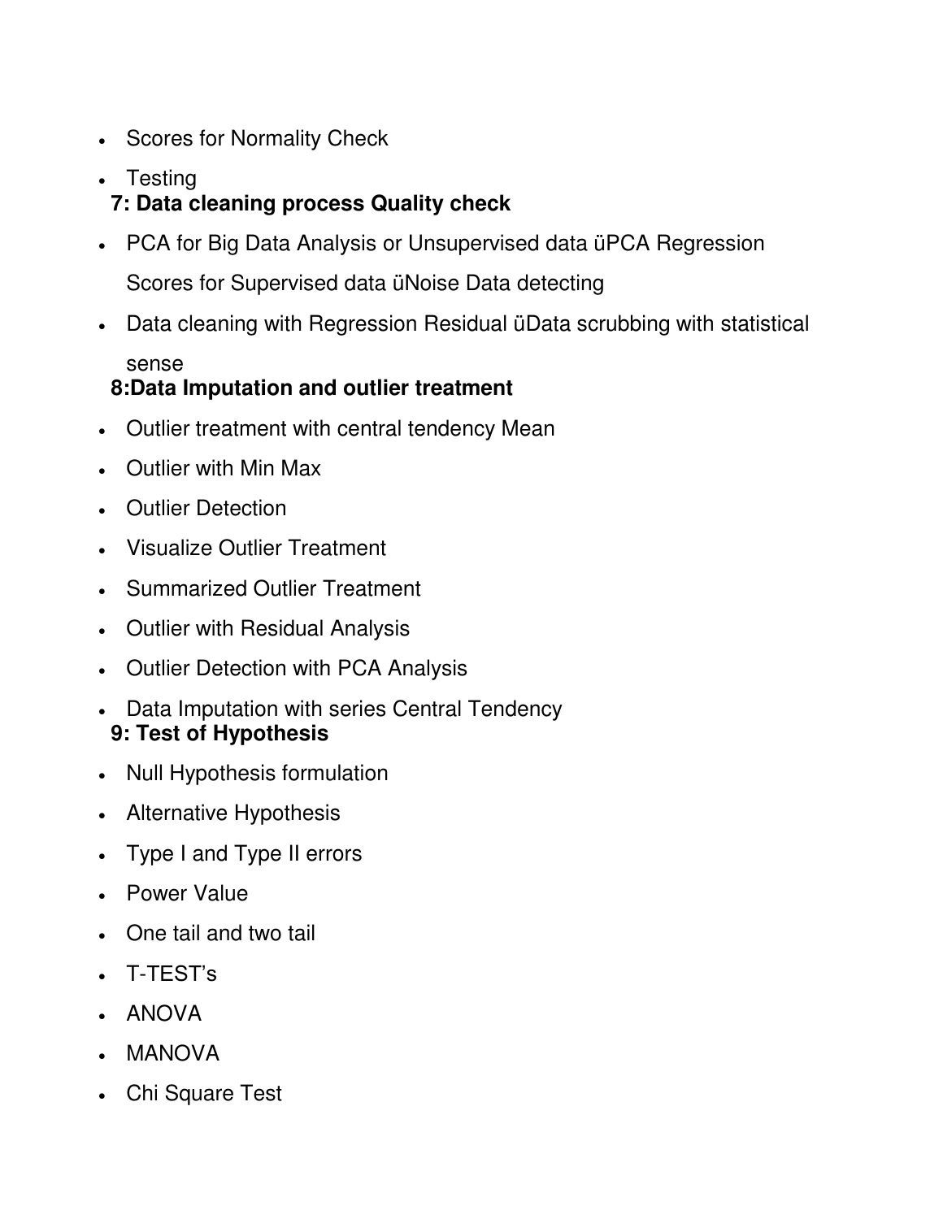- Scores for Normality Check
- Testing

**7: Data cleaning process Quality check**

- PCA for Big Data Analysis or Unsupervised data üPCA Regression Scores for Supervised data üNoise Data detecting
- Data cleaning with Regression Residual üData scrubbing with statistical sense

**8:Data Imputation and outlier treatment**

- Outlier treatment with central tendency Mean
- Outlier with Min Max
- Outlier Detection
- Visualize Outlier Treatment
- Summarized Outlier Treatment
- Outlier with Residual Analysis
- Outlier Detection with PCA Analysis
- Data Imputation with series Central Tendency

**9: Test of Hypothesis**

- Null Hypothesis formulation
- Alternative Hypothesis
- Type I and Type II errors
- Power Value
- One tail and two tail
- T-TEST's
- ANOVA
- MANOVA
- Chi Square Test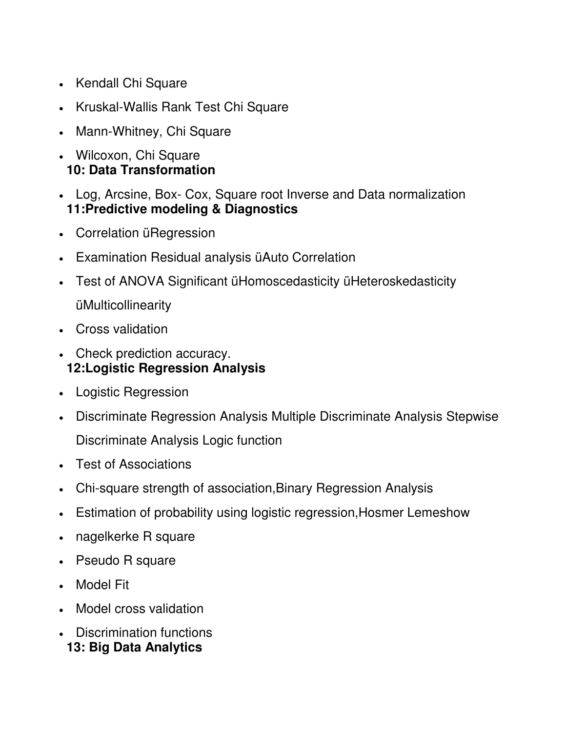- Kendall Chi Square
- Kruskal-Wallis Rank Test Chi Square
- Mann-Whitney, Chi Square
- Wilcoxon, Chi Square

**10: Data Transformation**

- Log, Arcsine, Box- Cox, Square root Inverse and Data normalization

**11:Predictive modeling & Diagnostics**

- Correlation üRegression
- Examination Residual analysis üAuto Correlation
- Test of ANOVA Significant üHomoscedasticity üHeteroskedasticity üMulticollinearity
- Cross validation
- Check prediction accuracy.

**12:Logistic Regression Analysis**

- Logistic Regression
- Discriminate Regression Analysis Multiple Discriminate Analysis Stepwise Discriminate Analysis Logic function
- Test of Associations
- Chi-square strength of association,Binary Regression Analysis
- Estimation of probability using logistic regression,Hosmer Lemeshow
- nagelkerke R square
- Pseudo R square
- Model Fit
- Model cross validation
- Discrimination functions

**13: Big Data Analytics**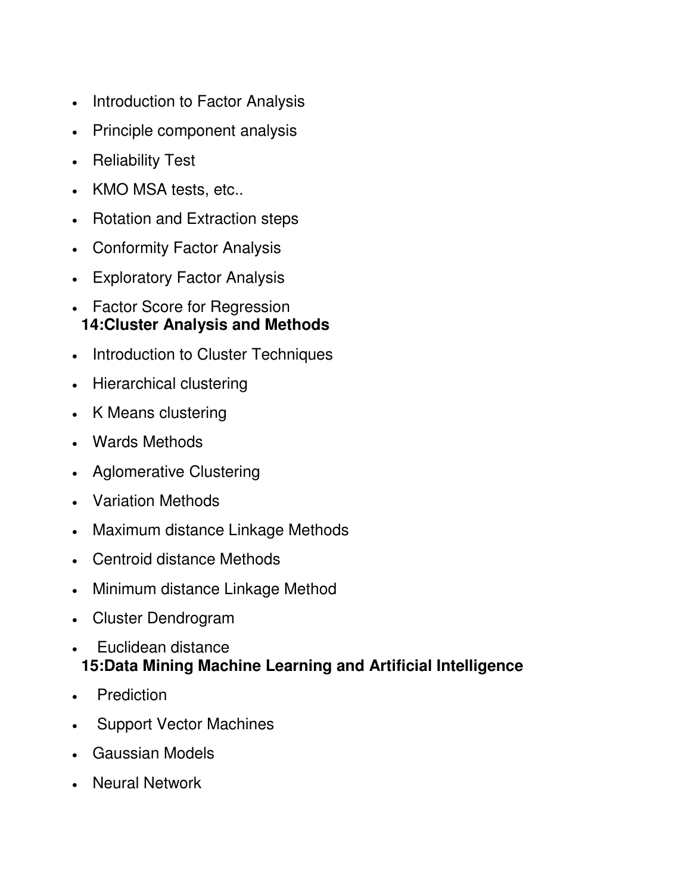- Introduction to Factor Analysis
- Principle component analysis
- Reliability Test
- KMO MSA tests, etc..
- Rotation and Extraction steps
- Conformity Factor Analysis
- Exploratory Factor Analysis
- Factor Score for Regression

**14:Cluster Analysis and Methods**

- Introduction to Cluster Techniques
- Hierarchical clustering
- K Means clustering
- Wards Methods
- Aglomerative Clustering
- Variation Methods
- Maximum distance Linkage Methods
- Centroid distance Methods
- Minimum distance Linkage Method
- Cluster Dendrogram
- Euclidean distance

**15:Data Mining Machine Learning and Artificial Intelligence**

- Prediction
- Support Vector Machines
- Gaussian Models
- Neural Network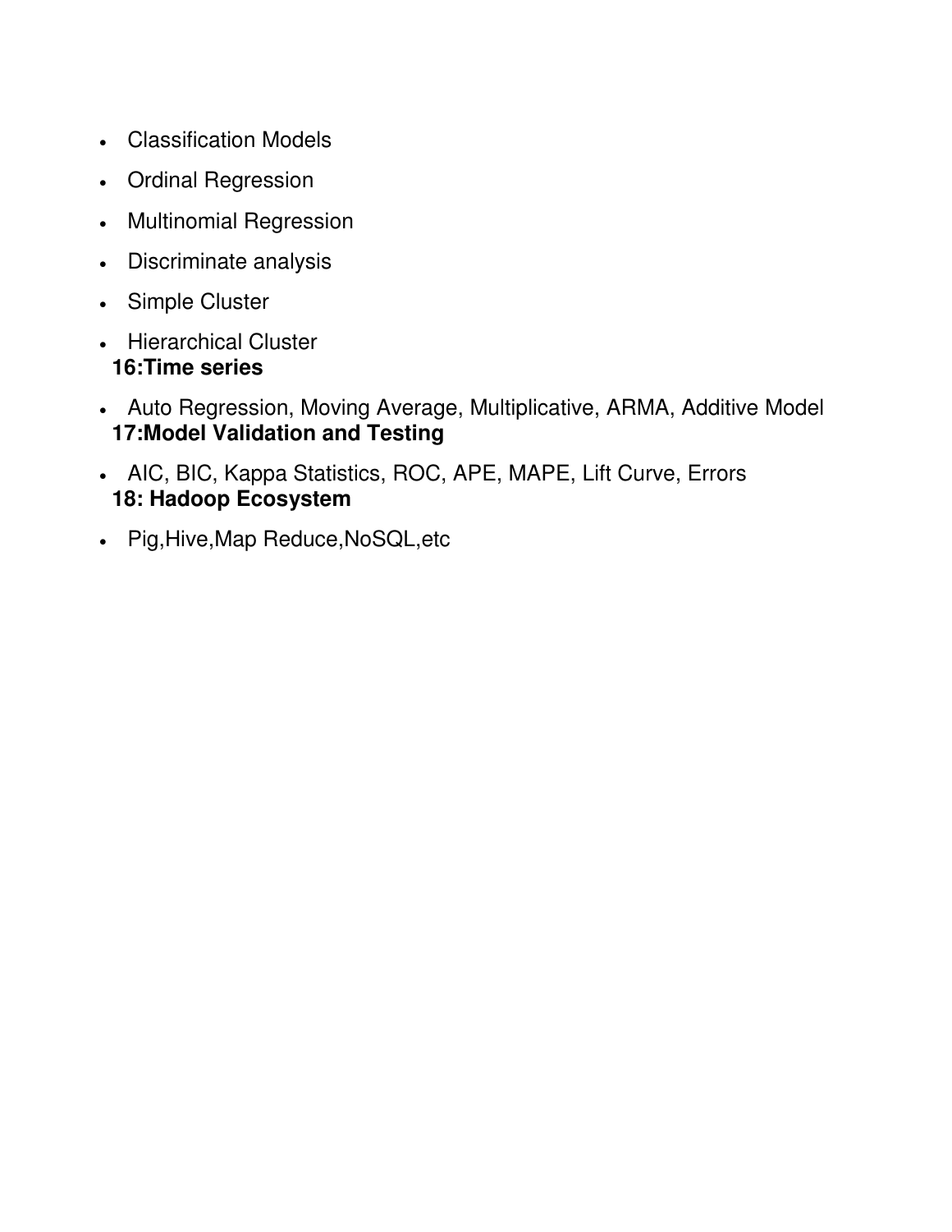- Classification Models
- Ordinal Regression
- Multinomial Regression
- Discriminate analysis
- Simple Cluster
- Hierarchical Cluster

**16:Time series**

- Auto Regression, Moving Average, Multiplicative, ARMA, Additive Model

**17:Model Validation and Testing**

- AIC, BIC, Kappa Statistics, ROC, APE, MAPE, Lift Curve, Errors

**18: Hadoop Ecosystem**

- Pig,Hive,Map Reduce,NoSQL,etc